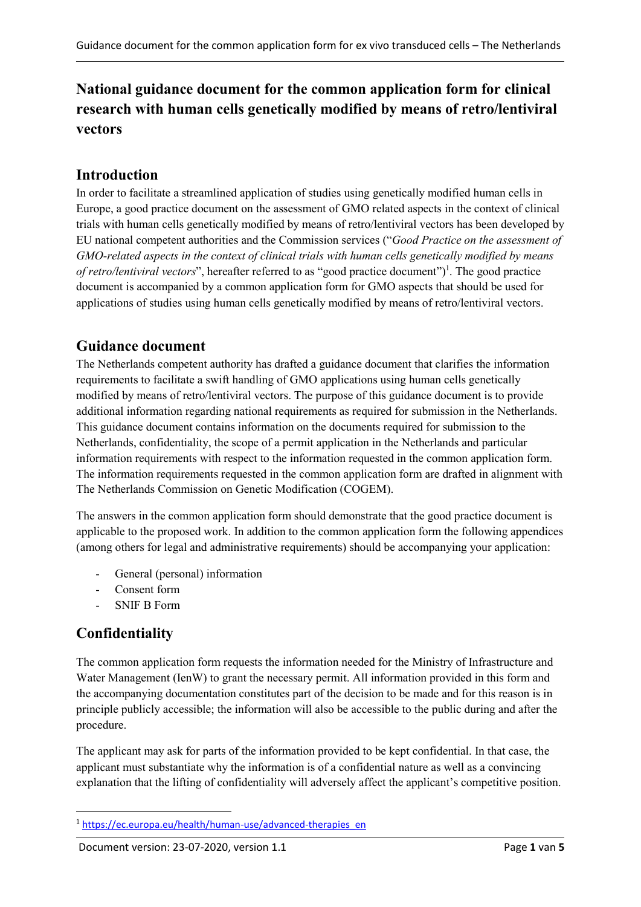# National guidance document for the common application form for clinical research with human cells genetically modified by means of retro/lentiviral vectors

## Introduction

In order to facilitate a streamlined application of studies using genetically modified human cells in Europe, a good practice document on the assessment of GMO related aspects in the context of clinical trials with human cells genetically modified by means of retro/lentiviral vectors has been developed by EU national competent authorities and the Commission services ("*Good Practice on the assessment of GMO-related aspects in the context of clinical trials with human cells genetically modified by means of retro/lentiviral vectors*", hereafter referred to as "good practice document")[1]. The good practice document is accompanied by a common application form for GMO aspects that should be used for applications of studies using human cells genetically modified by means of retro/lentiviral vectors.

## Guidance document

The Netherlands competent authority has drafted a guidance document that clarifies the information requirements to facilitate a swift handling of GMO applications using human cells genetically modified by means of retro/lentiviral vectors. The purpose of this guidance document is to provide additional information regarding national requirements as required for submission in the Netherlands. This guidance document contains information on the documents required for submission to the Netherlands, confidentiality, the scope of a permit application in the Netherlands and particular information requirements with respect to the information requested in the common application form. The information requirements requested in the common application form are drafted in alignment with The Netherlands Commission on Genetic Modification (COGEM).

The answers in the common application form should demonstrate that the good practice document is applicable to the proposed work. In addition to the common application form the following appendices (among others for legal and administrative requirements) should be accompanying your application:

- General (personal) information
- Consent form
- SNIF B Form

## Confidentiality

The common application form requests the information needed for the Ministry of Infrastructure and Water Management (IenW) to grant the necessary permit. All information provided in this form and the accompanying documentation constitutes part of the decision to be made and for this reason is in principle publicly accessible; the information will also be accessible to the public during and after the procedure.

The applicant may ask for parts of the information provided to be kept confidential. In that case, the applicant must substantiate why the information is of a confidential nature as well as a convincing explanation that the lifting of confidentiality will adversely affect the applicant's competitive position.

[1] https://ec.europa.eu/health/human-use/advanced-therapies_en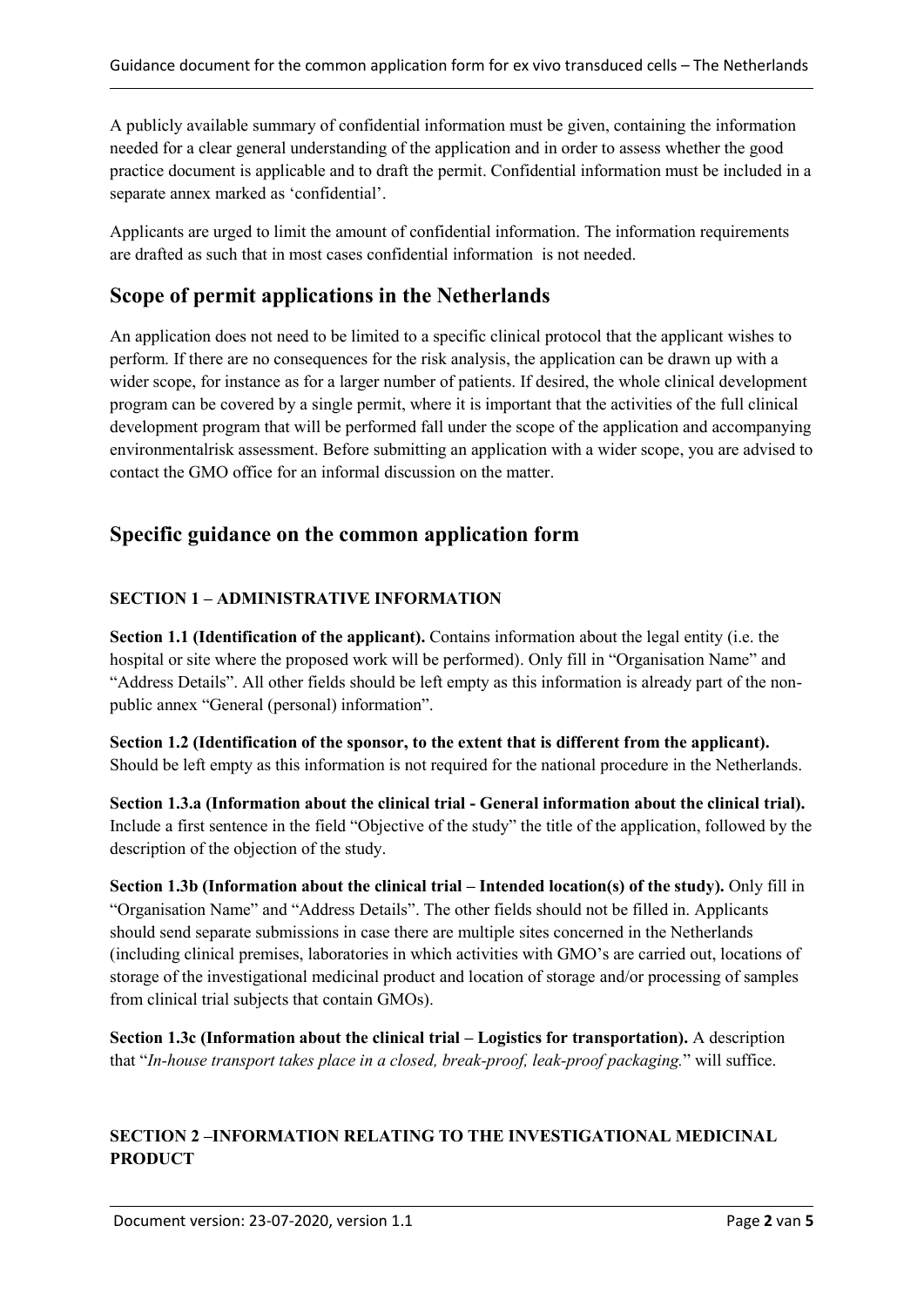A publicly available summary of confidential information must be given, containing the information needed for a clear general understanding of the application and in order to assess whether the good practice document is applicable and to draft the permit. Confidential information must be included in a separate annex marked as 'confidential'.

Applicants are urged to limit the amount of confidential information. The information requirements are drafted as such that in most cases confidential information is not needed.

## Scope of permit applications in the Netherlands

An application does not need to be limited to a specific clinical protocol that the applicant wishes to perform. If there are no consequences for the risk analysis, the application can be drawn up with a wider scope, for instance as for a larger number of patients. If desired, the whole clinical development program can be covered by a single permit, where it is important that the activities of the full clinical development program that will be performed fall under the scope of the application and accompanying environmentalrisk assessment. Before submitting an application with a wider scope, you are advised to contact the GMO office for an informal discussion on the matter.

## Specific guidance on the common application form

### SECTION 1 – ADMINISTRATIVE INFORMATION

**Section 1.1 (Identification of the applicant).** Contains information about the legal entity (i.e. the hospital or site where the proposed work will be performed). Only fill in "Organisation Name" and "Address Details". All other fields should be left empty as this information is already part of the non-public annex "General (personal) information".

**Section 1.2 (Identification of the sponsor, to the extent that is different from the applicant).** Should be left empty as this information is not required for the national procedure in the Netherlands.

**Section 1.3.a (Information about the clinical trial - General information about the clinical trial).** Include a first sentence in the field "Objective of the study" the title of the application, followed by the description of the objection of the study.

**Section 1.3b (Information about the clinical trial – Intended location(s) of the study).** Only fill in "Organisation Name" and "Address Details". The other fields should not be filled in. Applicants should send separate submissions in case there are multiple sites concerned in the Netherlands (including clinical premises, laboratories in which activities with GMO's are carried out, locations of storage of the investigational medicinal product and location of storage and/or processing of samples from clinical trial subjects that contain GMOs).

**Section 1.3c (Information about the clinical trial – Logistics for transportation).** A description that "*In-house transport takes place in a closed, break-proof, leak-proof packaging.*" will suffice.

### SECTION 2 –INFORMATION RELATING TO THE INVESTIGATIONAL MEDICINAL PRODUCT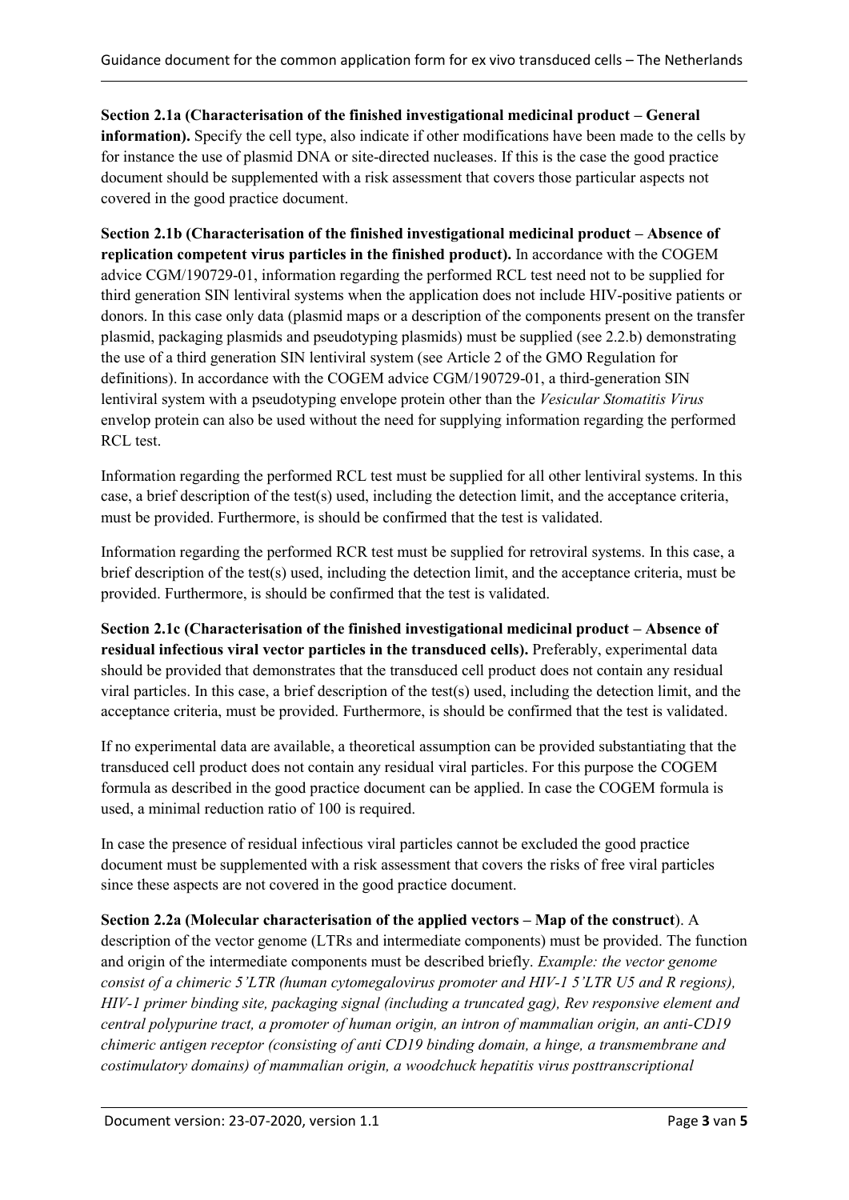**Section 2.1a (Characterisation of the finished investigational medicinal product – General information).** Specify the cell type, also indicate if other modifications have been made to the cells by for instance the use of plasmid DNA or site-directed nucleases. If this is the case the good practice document should be supplemented with a risk assessment that covers those particular aspects not covered in the good practice document.

**Section 2.1b (Characterisation of the finished investigational medicinal product – Absence of replication competent virus particles in the finished product).** In accordance with the COGEM advice CGM/190729-01, information regarding the performed RCL test need not to be supplied for third generation SIN lentiviral systems when the application does not include HIV-positive patients or donors. In this case only data (plasmid maps or a description of the components present on the transfer plasmid, packaging plasmids and pseudotyping plasmids) must be supplied (see 2.2.b) demonstrating the use of a third generation SIN lentiviral system (see Article 2 of the GMO Regulation for definitions). In accordance with the COGEM advice CGM/190729-01, a third-generation SIN lentiviral system with a pseudotyping envelope protein other than the *Vesicular Stomatitis Virus* envelop protein can also be used without the need for supplying information regarding the performed RCL test.

Information regarding the performed RCL test must be supplied for all other lentiviral systems. In this case, a brief description of the test(s) used, including the detection limit, and the acceptance criteria, must be provided. Furthermore, is should be confirmed that the test is validated.

Information regarding the performed RCR test must be supplied for retroviral systems. In this case, a brief description of the test(s) used, including the detection limit, and the acceptance criteria, must be provided. Furthermore, is should be confirmed that the test is validated.

**Section 2.1c (Characterisation of the finished investigational medicinal product – Absence of residual infectious viral vector particles in the transduced cells).** Preferably, experimental data should be provided that demonstrates that the transduced cell product does not contain any residual viral particles. In this case, a brief description of the test(s) used, including the detection limit, and the acceptance criteria, must be provided. Furthermore, is should be confirmed that the test is validated.

If no experimental data are available, a theoretical assumption can be provided substantiating that the transduced cell product does not contain any residual viral particles. For this purpose the COGEM formula as described in the good practice document can be applied. In case the COGEM formula is used, a minimal reduction ratio of 100 is required.

In case the presence of residual infectious viral particles cannot be excluded the good practice document must be supplemented with a risk assessment that covers the risks of free viral particles since these aspects are not covered in the good practice document.

**Section 2.2a (Molecular characterisation of the applied vectors – Map of the construct**). A description of the vector genome (LTRs and intermediate components) must be provided. The function and origin of the intermediate components must be described briefly. *Example: the vector genome consist of a chimeric 5'LTR (human cytomegalovirus promoter and HIV-1 5'LTR U5 and R regions), HIV-1 primer binding site, packaging signal (including a truncated gag), Rev responsive element and central polypurine tract, a promoter of human origin, an intron of mammalian origin, an anti-CD19 chimeric antigen receptor (consisting of anti CD19 binding domain, a hinge, a transmembrane and costimulatory domains) of mammalian origin, a woodchuck hepatitis virus posttranscriptional*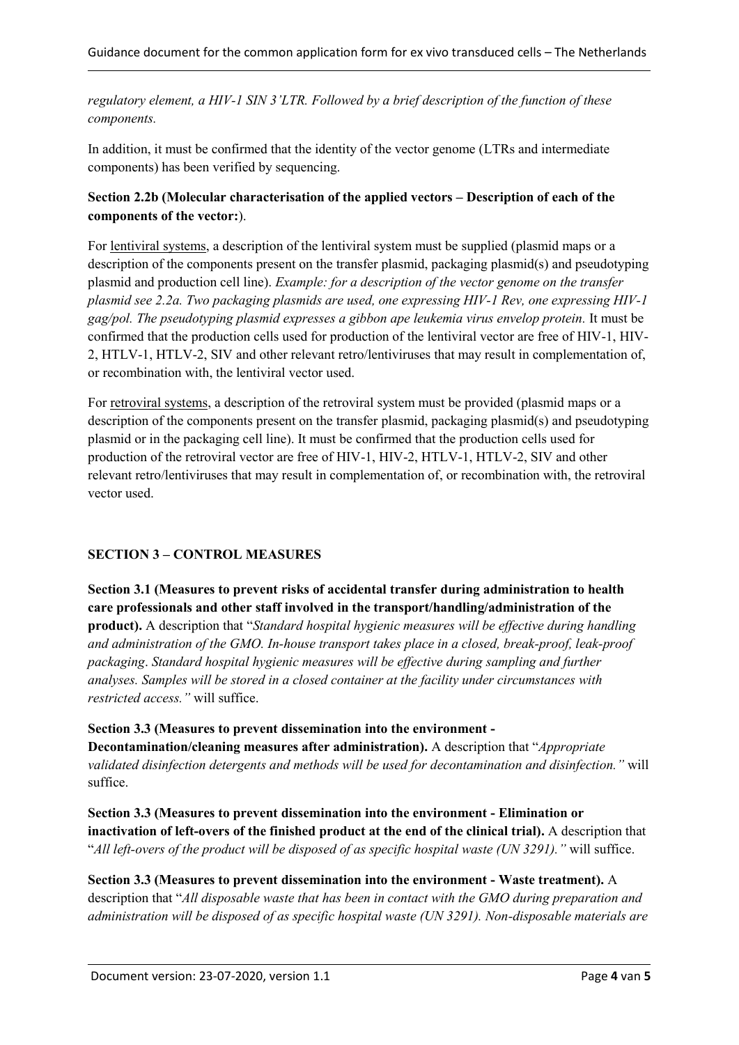*regulatory element, a HIV-1 SIN 3'LTR. Followed by a brief description of the function of these components.*

In addition, it must be confirmed that the identity of the vector genome (LTRs and intermediate components) has been verified by sequencing.

**Section 2.2b (Molecular characterisation of the applied vectors – Description of each of the components of the vector:**).

For lentiviral systems, a description of the lentiviral system must be supplied (plasmid maps or a description of the components present on the transfer plasmid, packaging plasmid(s) and pseudotyping plasmid and production cell line). *Example: for a description of the vector genome on the transfer plasmid see 2.2a. Two packaging plasmids are used, one expressing HIV-1 Rev, one expressing HIV-1 gag/pol. The pseudotyping plasmid expresses a gibbon ape leukemia virus envelop protein.* It must be confirmed that the production cells used for production of the lentiviral vector are free of HIV-1, HIV-2, HTLV-1, HTLV-2, SIV and other relevant retro/lentiviruses that may result in complementation of, or recombination with, the lentiviral vector used.

For retroviral systems, a description of the retroviral system must be provided (plasmid maps or a description of the components present on the transfer plasmid, packaging plasmid(s) and pseudotyping plasmid or in the packaging cell line). It must be confirmed that the production cells used for production of the retroviral vector are free of HIV-1, HIV-2, HTLV-1, HTLV-2, SIV and other relevant retro/lentiviruses that may result in complementation of, or recombination with, the retroviral vector used.

## SECTION 3 – CONTROL MEASURES

**Section 3.1 (Measures to prevent risks of accidental transfer during administration to health care professionals and other staff involved in the transport/handling/administration of the product).** A description that "*Standard hospital hygienic measures will be effective during handling and administration of the GMO. In-house transport takes place in a closed, break-proof, leak-proof packaging. Standard hospital hygienic measures will be effective during sampling and further analyses. Samples will be stored in a closed container at the facility under circumstances with restricted access."* will suffice.

**Section 3.3 (Measures to prevent dissemination into the environment - Decontamination/cleaning measures after administration).** A description that "*Appropriate validated disinfection detergents and methods will be used for decontamination and disinfection."* will suffice.

**Section 3.3 (Measures to prevent dissemination into the environment - Elimination or inactivation of left-overs of the finished product at the end of the clinical trial).** A description that "*All left-overs of the product will be disposed of as specific hospital waste (UN 3291)."* will suffice.

**Section 3.3 (Measures to prevent dissemination into the environment - Waste treatment).** A description that "*All disposable waste that has been in contact with the GMO during preparation and administration will be disposed of as specific hospital waste (UN 3291). Non-disposable materials are*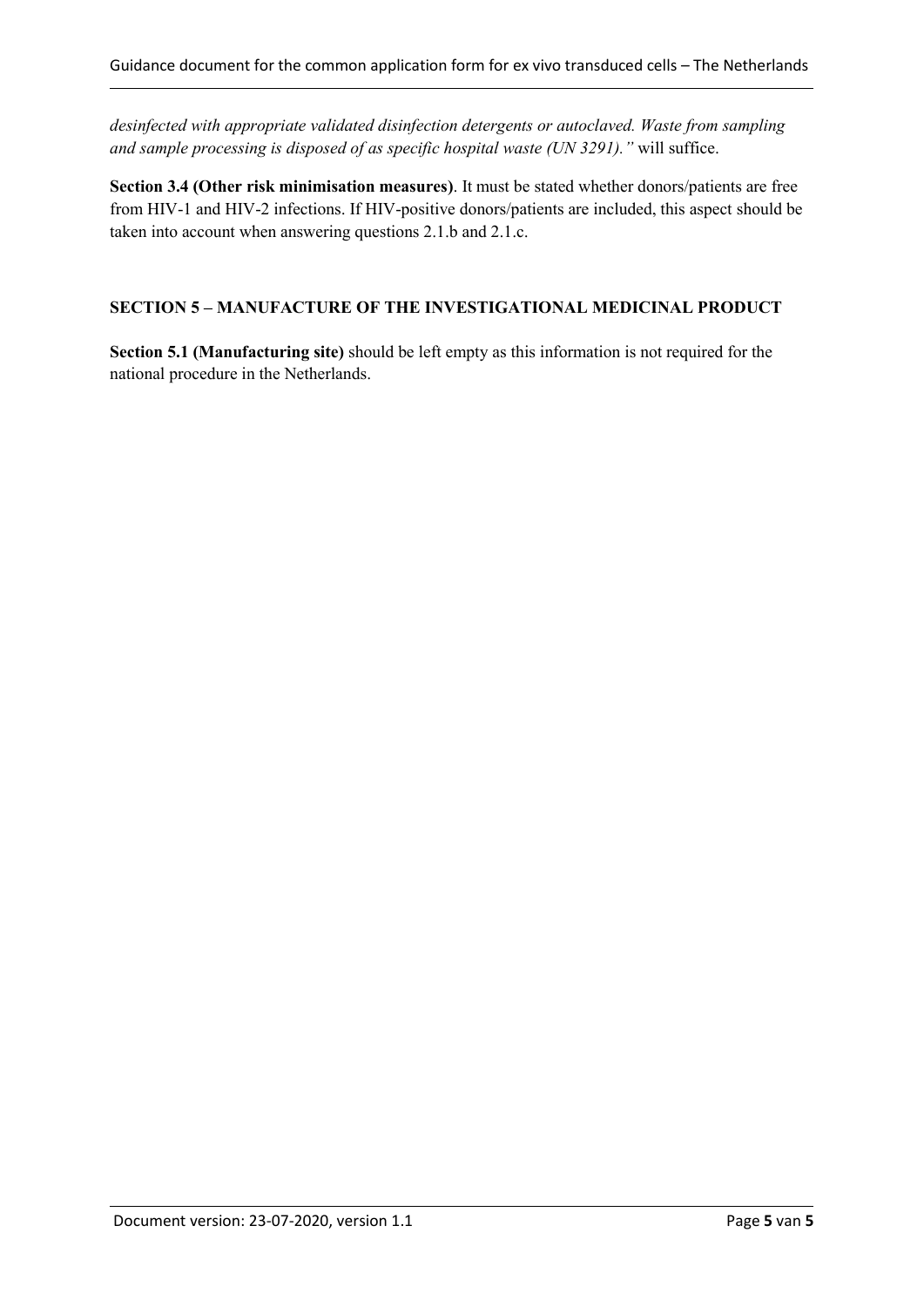*desinfected with appropriate validated disinfection detergents or autoclaved. Waste from sampling and sample processing is disposed of as specific hospital waste (UN 3291)."* will suffice.

**Section 3.4 (Other risk minimisation measures)**. It must be stated whether donors/patients are free from HIV-1 and HIV-2 infections. If HIV-positive donors/patients are included, this aspect should be taken into account when answering questions 2.1.b and 2.1.c.

## SECTION 5 – MANUFACTURE OF THE INVESTIGATIONAL MEDICINAL PRODUCT

**Section 5.1 (Manufacturing site)** should be left empty as this information is not required for the national procedure in the Netherlands.